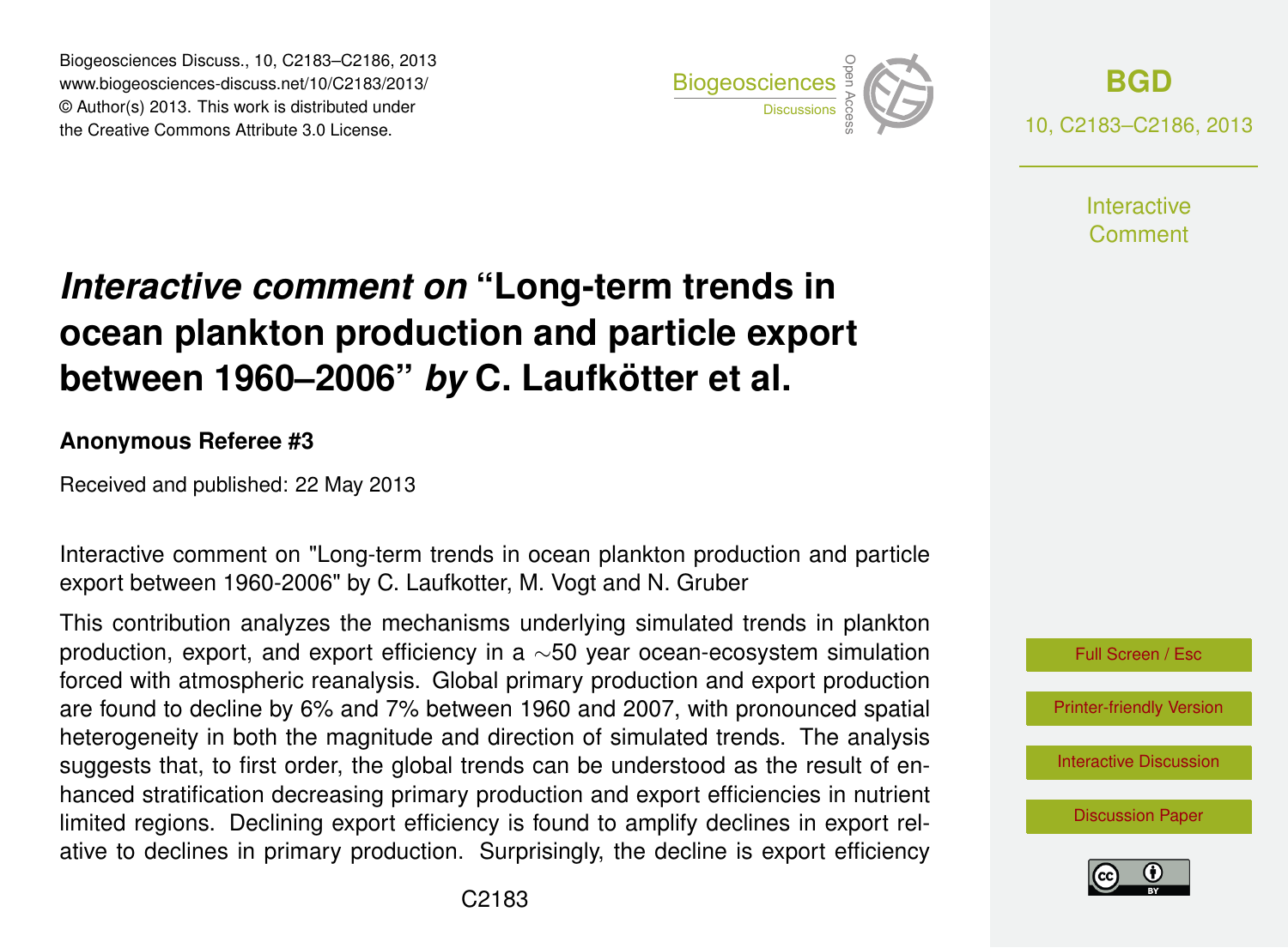# *Interactive comment on* "Long-term trends in ocean plankton production and particle export between 1960–2006" *by* C. Laufkötter et al.

**Anonymous Referee #3**

Received and published: 22 May 2013

Interactive comment on "Long-term trends in ocean plankton production and particle export between 1960-2006" by C. Laufkotter, M. Vogt and N. Gruber

This contribution analyzes the mechanisms underlying simulated trends in plankton production, export, and export efficiency in a ∼50 year ocean-ecosystem simulation forced with atmospheric reanalysis. Global primary production and export production are found to decline by 6% and 7% between 1960 and 2007, with pronounced spatial heterogeneity in both the magnitude and direction of simulated trends. The analysis suggests that, to first order, the global trends can be understood as the result of enhanced stratification decreasing primary production and export efficiencies in nutrient limited regions. Declining export efficiency is found to amplify declines in export relative to declines in primary production. Surprisingly, the decline is export efficiency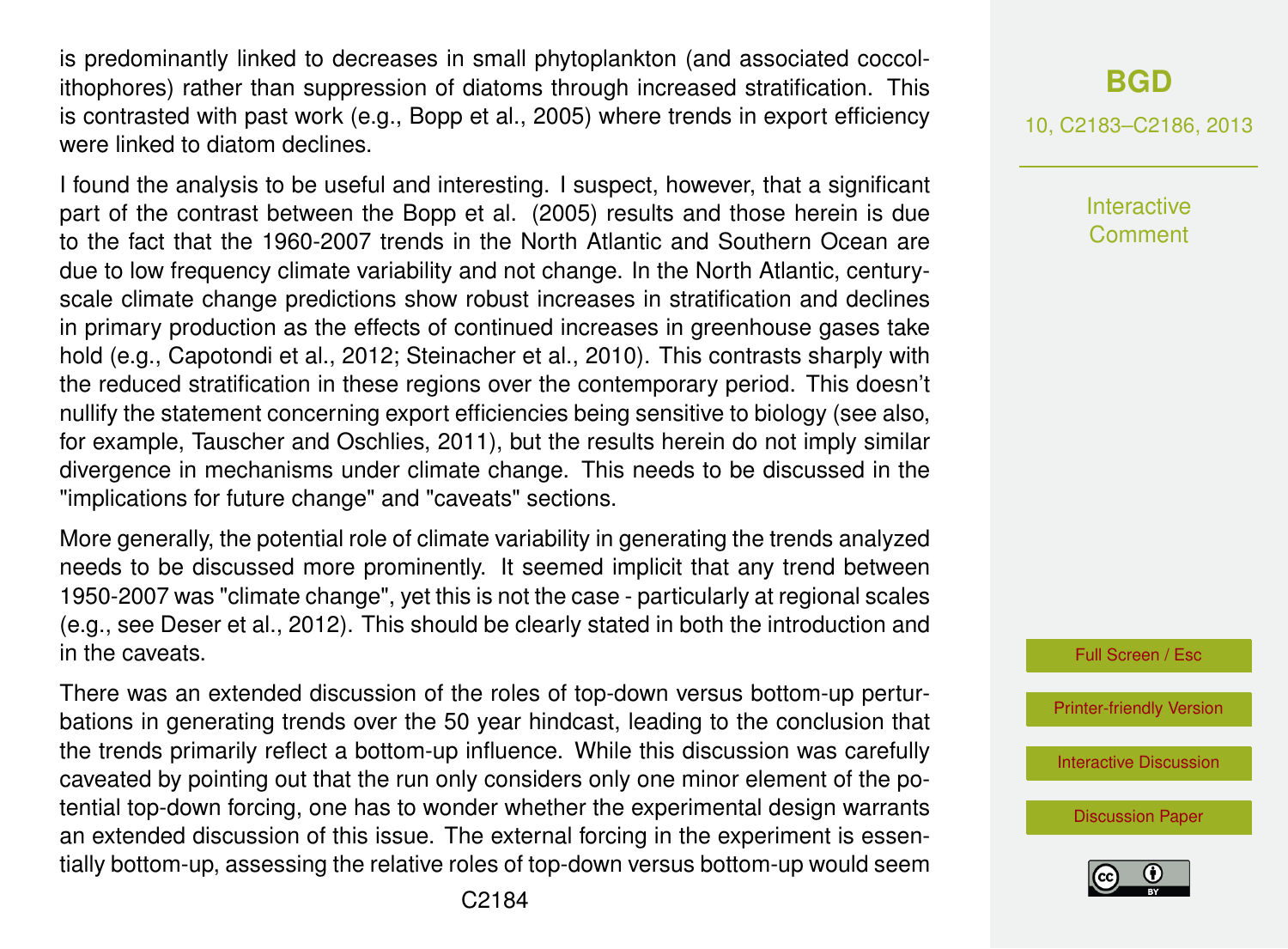is predominantly linked to decreases in small phytoplankton (and associated coccolithophores) rather than suppression of diatoms through increased stratification. This is contrasted with past work (e.g., Bopp et al., 2005) where trends in export efficiency were linked to diatom declines.

I found the analysis to be useful and interesting. I suspect, however, that a significant part of the contrast between the Bopp et al. (2005) results and those herein is due to the fact that the 1960-2007 trends in the North Atlantic and Southern Ocean are due to low frequency climate variability and not change. In the North Atlantic, century-scale climate change predictions show robust increases in stratification and declines in primary production as the effects of continued increases in greenhouse gases take hold (e.g., Capotondi et al., 2012; Steinacher et al., 2010). This contrasts sharply with the reduced stratification in these regions over the contemporary period. This doesn't nullify the statement concerning export efficiencies being sensitive to biology (see also, for example, Tauscher and Oschlies, 2011), but the results herein do not imply similar divergence in mechanisms under climate change. This needs to be discussed in the "implications for future change" and "caveats" sections.

More generally, the potential role of climate variability in generating the trends analyzed needs to be discussed more prominently. It seemed implicit that any trend between 1950-2007 was "climate change", yet this is not the case - particularly at regional scales (e.g., see Deser et al., 2012). This should be clearly stated in both the introduction and in the caveats.

There was an extended discussion of the roles of top-down versus bottom-up perturbations in generating trends over the 50 year hindcast, leading to the conclusion that the trends primarily reflect a bottom-up influence. While this discussion was carefully caveated by pointing out that the run only considers only one minor element of the potential top-down forcing, one has to wonder whether the experimental design warrants an extended discussion of this issue. The external forcing in the experiment is essentially bottom-up, assessing the relative roles of top-down versus bottom-up would seem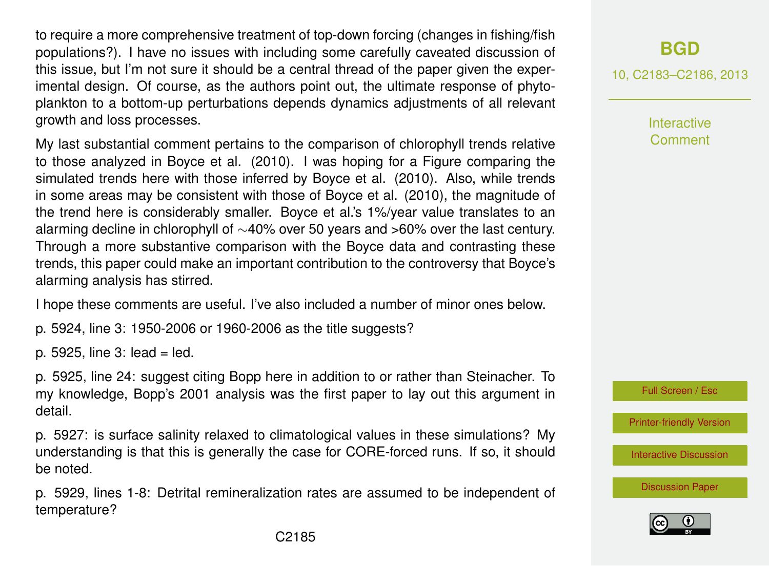to require a more comprehensive treatment of top-down forcing (changes in fishing/fish populations?). I have no issues with including some carefully caveated discussion of this issue, but I'm not sure it should be a central thread of the paper given the experimental design. Of course, as the authors point out, the ultimate response of phytoplankton to a bottom-up perturbations depends dynamics adjustments of all relevant growth and loss processes.

My last substantial comment pertains to the comparison of chlorophyll trends relative to those analyzed in Boyce et al. (2010). I was hoping for a Figure comparing the simulated trends here with those inferred by Boyce et al. (2010). Also, while trends in some areas may be consistent with those of Boyce et al. (2010), the magnitude of the trend here is considerably smaller. Boyce et al.'s 1%/year value translates to an alarming decline in chlorophyll of ∼40% over 50 years and >60% over the last century. Through a more substantive comparison with the Boyce data and contrasting these trends, this paper could make an important contribution to the controversy that Boyce's alarming analysis has stirred.

I hope these comments are useful. I've also included a number of minor ones below.

p. 5924, line 3: 1950-2006 or 1960-2006 as the title suggests?

p. 5925, line 3: lead = led.

p. 5925, line 24: suggest citing Bopp here in addition to or rather than Steinacher. To my knowledge, Bopp's 2001 analysis was the first paper to lay out this argument in detail.

p. 5927: is surface salinity relaxed to climatological values in these simulations? My understanding is that this is generally the case for CORE-forced runs. If so, it should be noted.

p. 5929, lines 1-8: Detrital remineralization rates are assumed to be independent of temperature?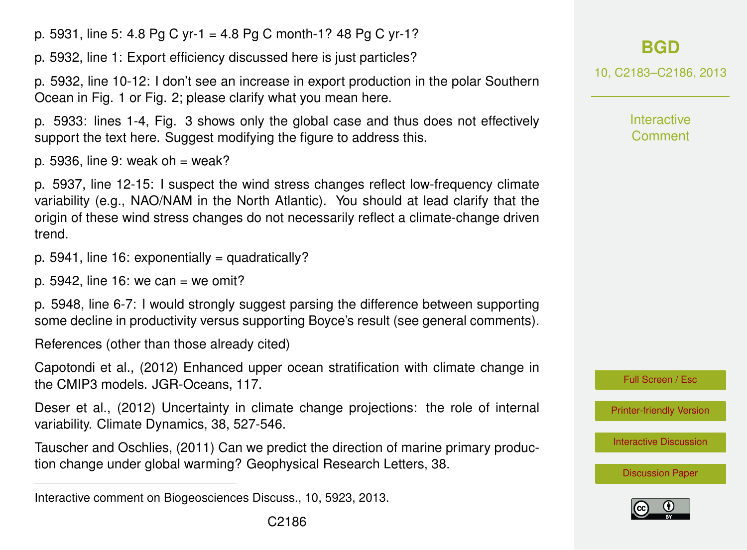p. 5931, line 5: 4.8 Pg C yr-1 = 4.8 Pg C month-1? 48 Pg C yr-1?

p. 5932, line 1: Export efficiency discussed here is just particles?

p. 5932, line 10-12: I don't see an increase in export production in the polar Southern Ocean in Fig. 1 or Fig. 2; please clarify what you mean here.

p. 5933: lines 1-4, Fig. 3 shows only the global case and thus does not effectively support the text here. Suggest modifying the figure to address this.

p. 5936, line 9: weak oh = weak?

p. 5937, line 12-15: I suspect the wind stress changes reflect low-frequency climate variability (e.g., NAO/NAM in the North Atlantic). You should at lead clarify that the origin of these wind stress changes do not necessarily reflect a climate-change driven trend.

p. 5941, line 16: exponentially = quadratically?

p. 5942, line 16: we can = we omit?

p. 5948, line 6-7: I would strongly suggest parsing the difference between supporting some decline in productivity versus supporting Boyce's result (see general comments).

References (other than those already cited)

Capotondi et al., (2012) Enhanced upper ocean stratification with climate change in the CMIP3 models. JGR-Oceans, 117.

Deser et al., (2012) Uncertainty in climate change projections: the role of internal variability. Climate Dynamics, 38, 527-546.

Tauscher and Oschlies, (2011) Can we predict the direction of marine primary production change under global warming? Geophysical Research Letters, 38.

---

Interactive comment on Biogeosciences Discuss., 10, 5923, 2013.